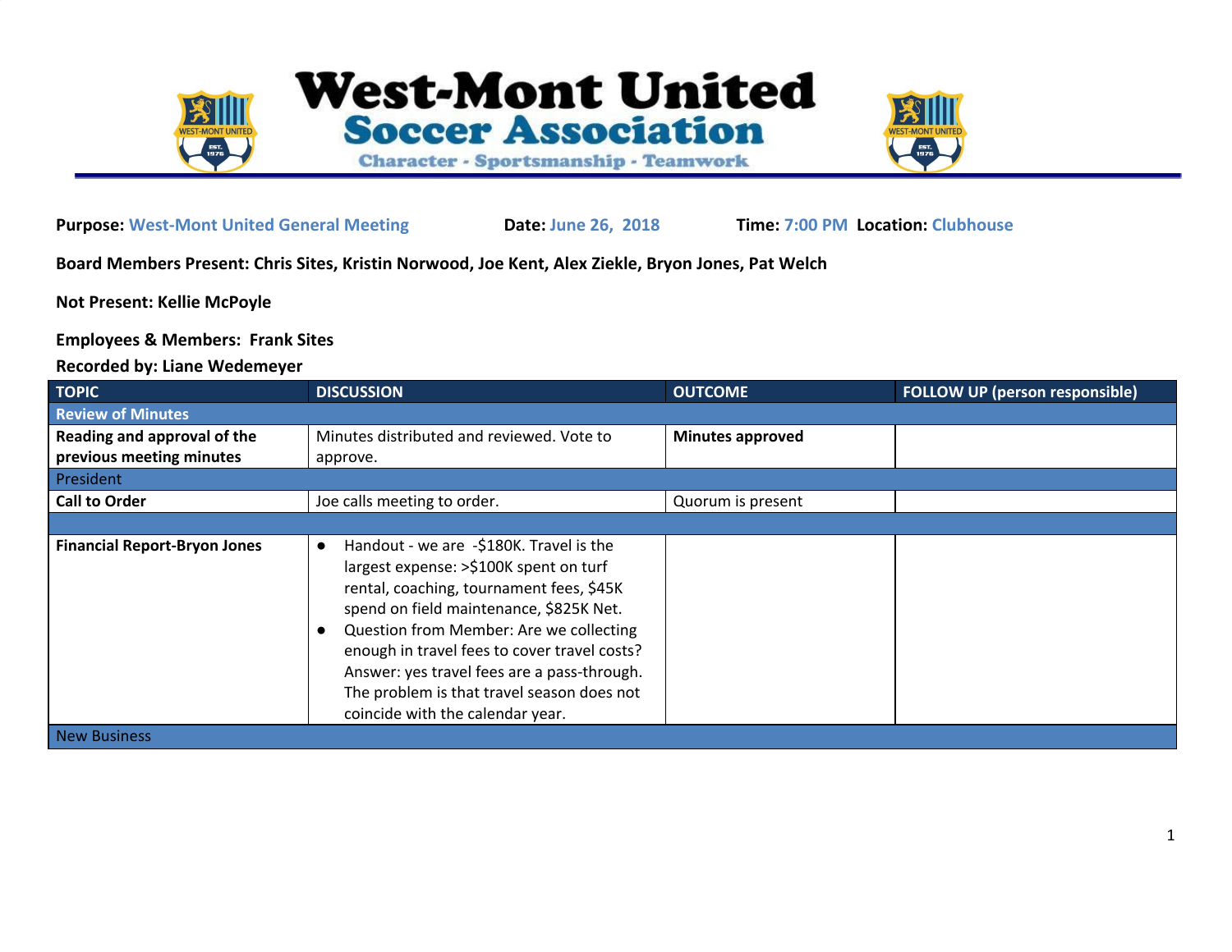# West-Mont United Soccer Association

Character - Sportsmanship - Teamwork

**Purpose:** West-Mont United General Meeting **Date:** June 26, 2018 **Time:** 7:00 PM **Location:** Clubhouse

**Board Members Present: Chris Sites, Kristin Norwood, Joe Kent, Alex Ziekle, Bryon Jones, Pat Welch**

**Not Present: Kellie McPoyle**

**Employees & Members: Frank Sites**

**Recorded by: Liane Wedemeyer**

| TOPIC | DISCUSSION | OUTCOME | FOLLOW UP (person responsible) |
|---|---|---|---|
| **Review of Minutes** | | | |
| **Reading and approval of the previous meeting minutes** | Minutes distributed and reviewed. Vote to approve. | **Minutes approved** | |
| President | | | |
| **Call to Order** | Joe calls meeting to order. | Quorum is present | |
| | | | |
| **Financial Report-Bryon Jones** | • Handout - we are -$180K. Travel is the largest expense: >$100K spent on turf rental, coaching, tournament fees, $45K spend on field maintenance, $825K Net.<br>• Question from Member: Are we collecting enough in travel fees to cover travel costs? Answer: yes travel fees are a pass-through. The problem is that travel season does not coincide with the calendar year. | | |
| New Business | | | |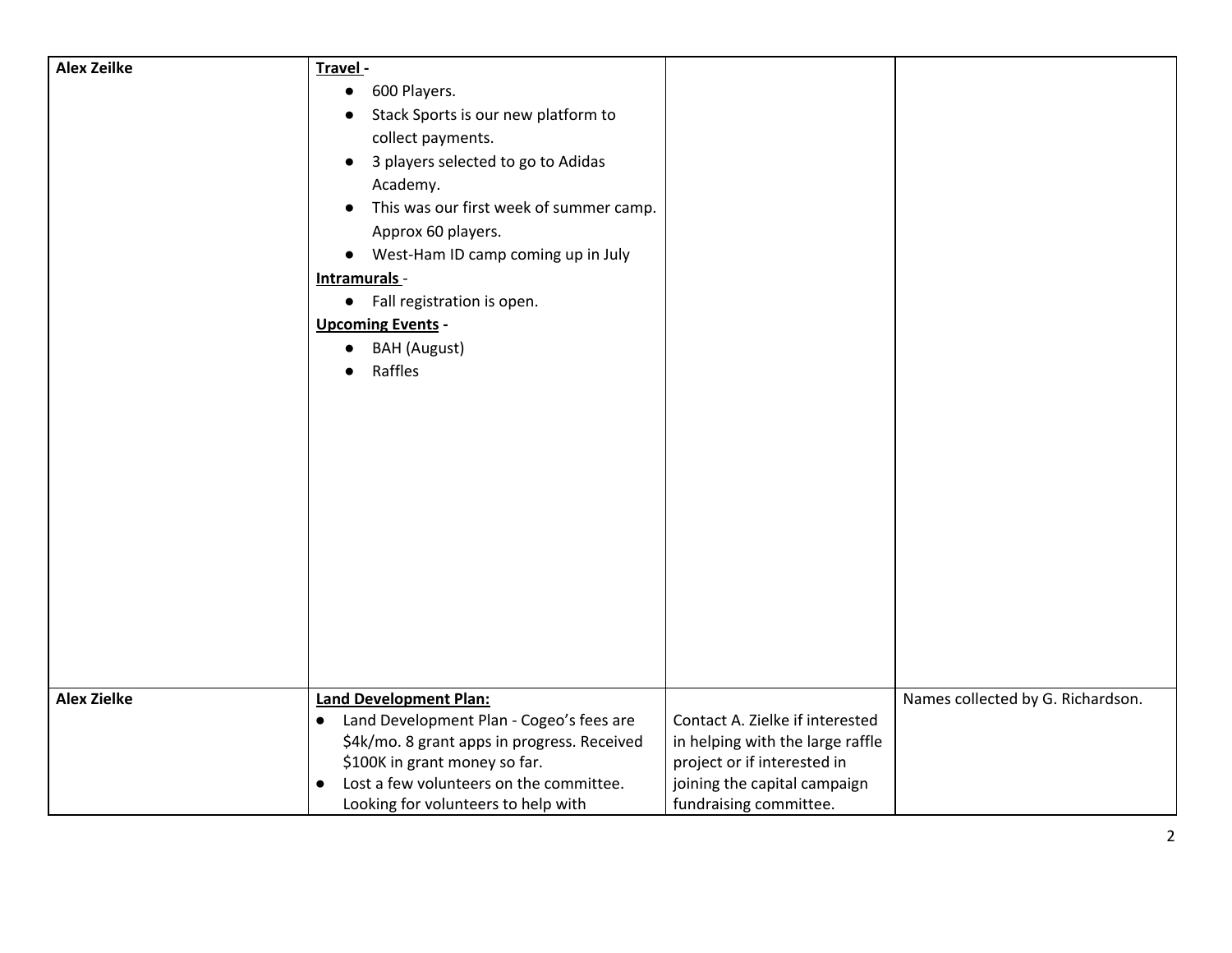| | | | |
|---|---|---|---|
| **Alex Zeilke** | **Travel** - <br>● 600 Players.<br>● Stack Sports is our new platform to collect payments.<br>● 3 players selected to go to Adidas Academy.<br>● This was our first week of summer camp. Approx 60 players.<br>● West-Ham ID camp coming up in July<br>**Intramurals** -<br>● Fall registration is open.<br>**Upcoming Events** -<br>● BAH (August)<br>● Raffles | | |
| **Alex Zielke** | **Land Development Plan:**<br>● Land Development Plan - Cogeo's fees are \$4k/mo. 8 grant apps in progress. Received \$100K in grant money so far.<br>● Lost a few volunteers on the committee. Looking for volunteers to help with | Contact A. Zielke if interested in helping with the large raffle project or if interested in joining the capital campaign fundraising committee. | Names collected by G. Richardson. |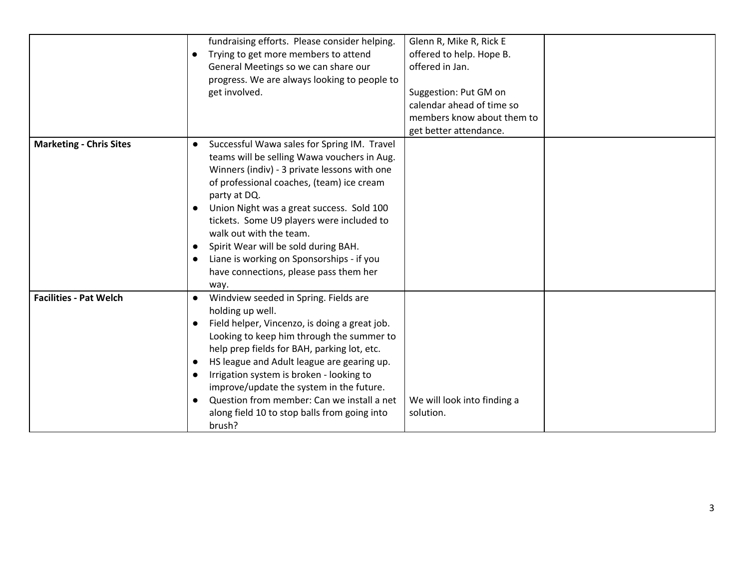| | | | |
|---|---|---|---|
| | fundraising efforts. Please consider helping.<br>● Trying to get more members to attend General Meetings so we can share our progress. We are always looking to people to get involved. | Glenn R, Mike R, Rick E offered to help. Hope B. offered in Jan.<br><br>Suggestion: Put GM on calendar ahead of time so members know about them to get better attendance. | |
| **Marketing - Chris Sites** | ● Successful Wawa sales for Spring IM. Travel teams will be selling Wawa vouchers in Aug. Winners (indiv) - 3 private lessons with one of professional coaches, (team) ice cream party at DQ.<br>● Union Night was a great success. Sold 100 tickets. Some U9 players were included to walk out with the team.<br>● Spirit Wear will be sold during BAH.<br>● Liane is working on Sponsorships - if you have connections, please pass them her way. | | |
| **Facilities - Pat Welch** | ● Windview seeded in Spring. Fields are holding up well.<br>● Field helper, Vincenzo, is doing a great job. Looking to keep him through the summer to help prep fields for BAH, parking lot, etc.<br>● HS league and Adult league are gearing up.<br>● Irrigation system is broken - looking to improve/update the system in the future.<br>● Question from member: Can we install a net along field 10 to stop balls from going into brush? | We will look into finding a solution. | |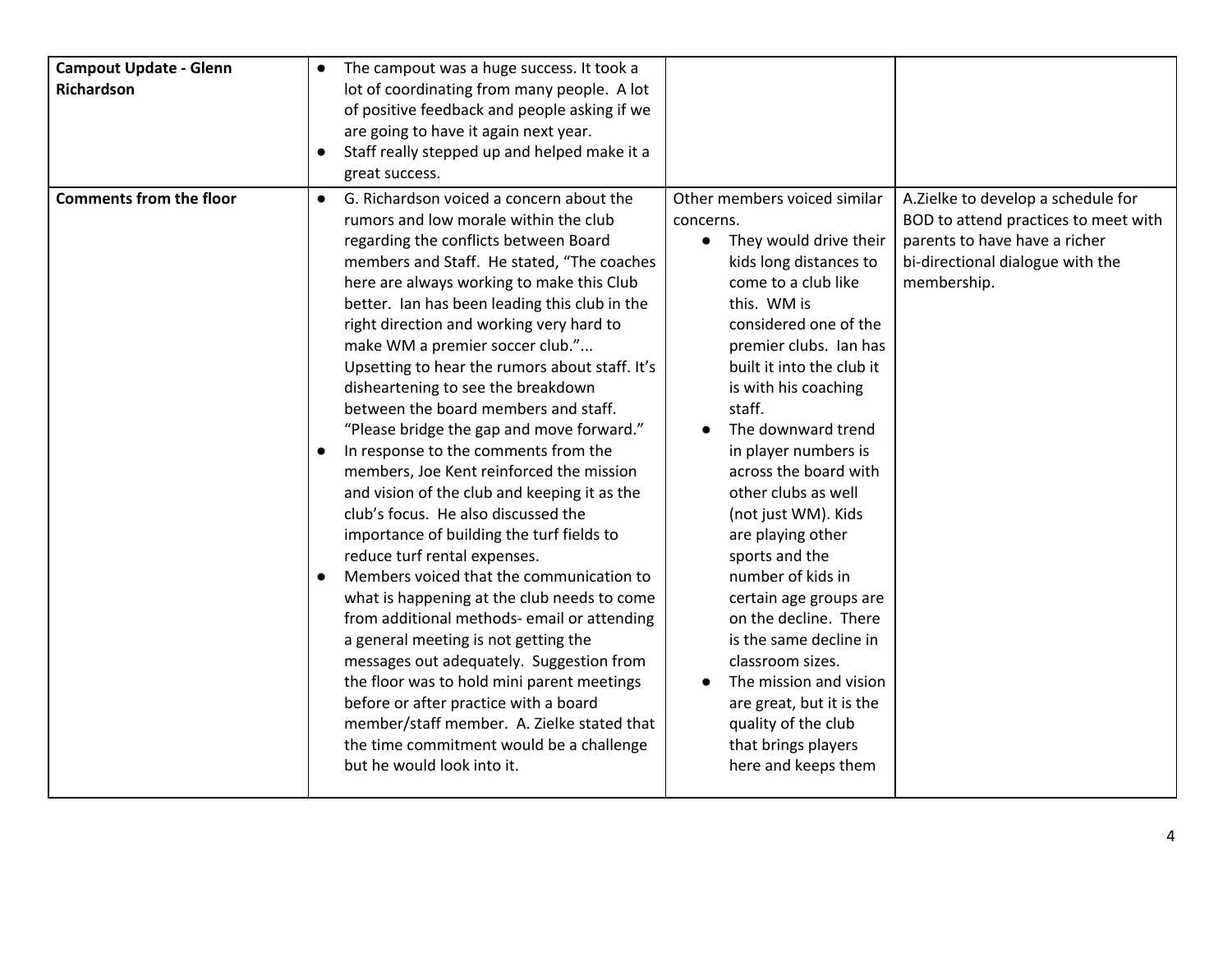| | | | |
|---|---|---|---|
| **Campout Update - Glenn Richardson** | • The campout was a huge success. It took a lot of coordinating from many people. A lot of positive feedback and people asking if we are going to have it again next year.<br>• Staff really stepped up and helped make it a great success. | | |
| **Comments from the floor** | • G. Richardson voiced a concern about the rumors and low morale within the club regarding the conflicts between Board members and Staff. He stated, "The coaches here are always working to make this Club better. Ian has been leading this club in the right direction and working very hard to make WM a premier soccer club."... Upsetting to hear the rumors about staff. It's disheartening to see the breakdown between the board members and staff. "Please bridge the gap and move forward."<br>• In response to the comments from the members, Joe Kent reinforced the mission and vision of the club and keeping it as the club's focus. He also discussed the importance of building the turf fields to reduce turf rental expenses.<br>• Members voiced that the communication to what is happening at the club needs to come from additional methods- email or attending a general meeting is not getting the messages out adequately. Suggestion from the floor was to hold mini parent meetings before or after practice with a board member/staff member. A. Zielke stated that the time commitment would be a challenge but he would look into it. | Other members voiced similar concerns.<br>• They would drive their kids long distances to come to a club like this. WM is considered one of the premier clubs. Ian has built it into the club it is with his coaching staff.<br>• The downward trend in player numbers is across the board with other clubs as well (not just WM). Kids are playing other sports and the number of kids in certain age groups are on the decline. There is the same decline in classroom sizes.<br>• The mission and vision are great, but it is the quality of the club that brings players here and keeps them | A.Zielke to develop a schedule for BOD to attend practices to meet with parents to have have a richer bi-directional dialogue with the membership. |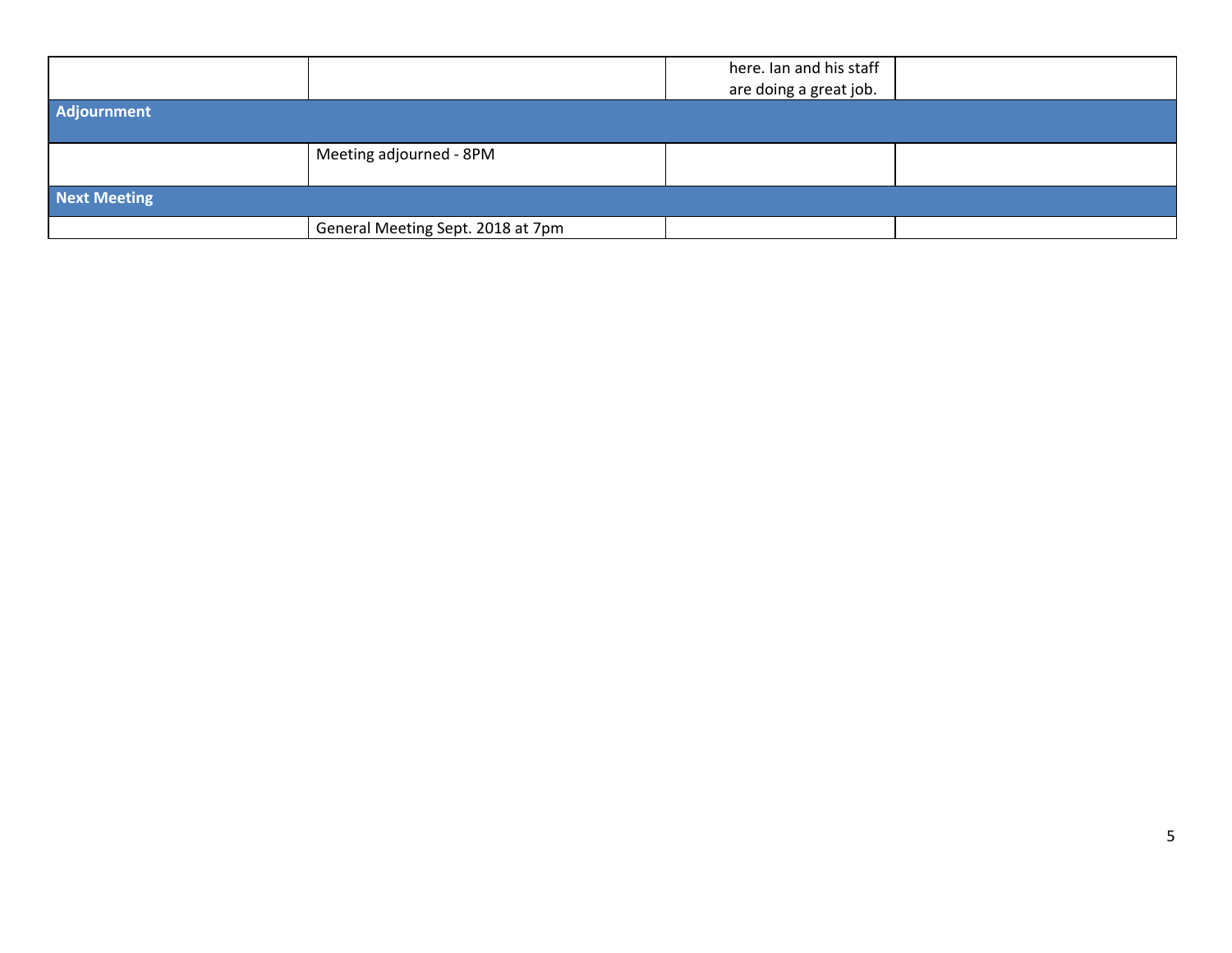| | | | |
|---|---|---|---|
| | | here. Ian and his staff are doing a great job. | |
| **Adjournment** | | | |
| | Meeting adjourned - 8PM | | |
| **Next Meeting** | | | |
| | General Meeting Sept. 2018 at 7pm | | |